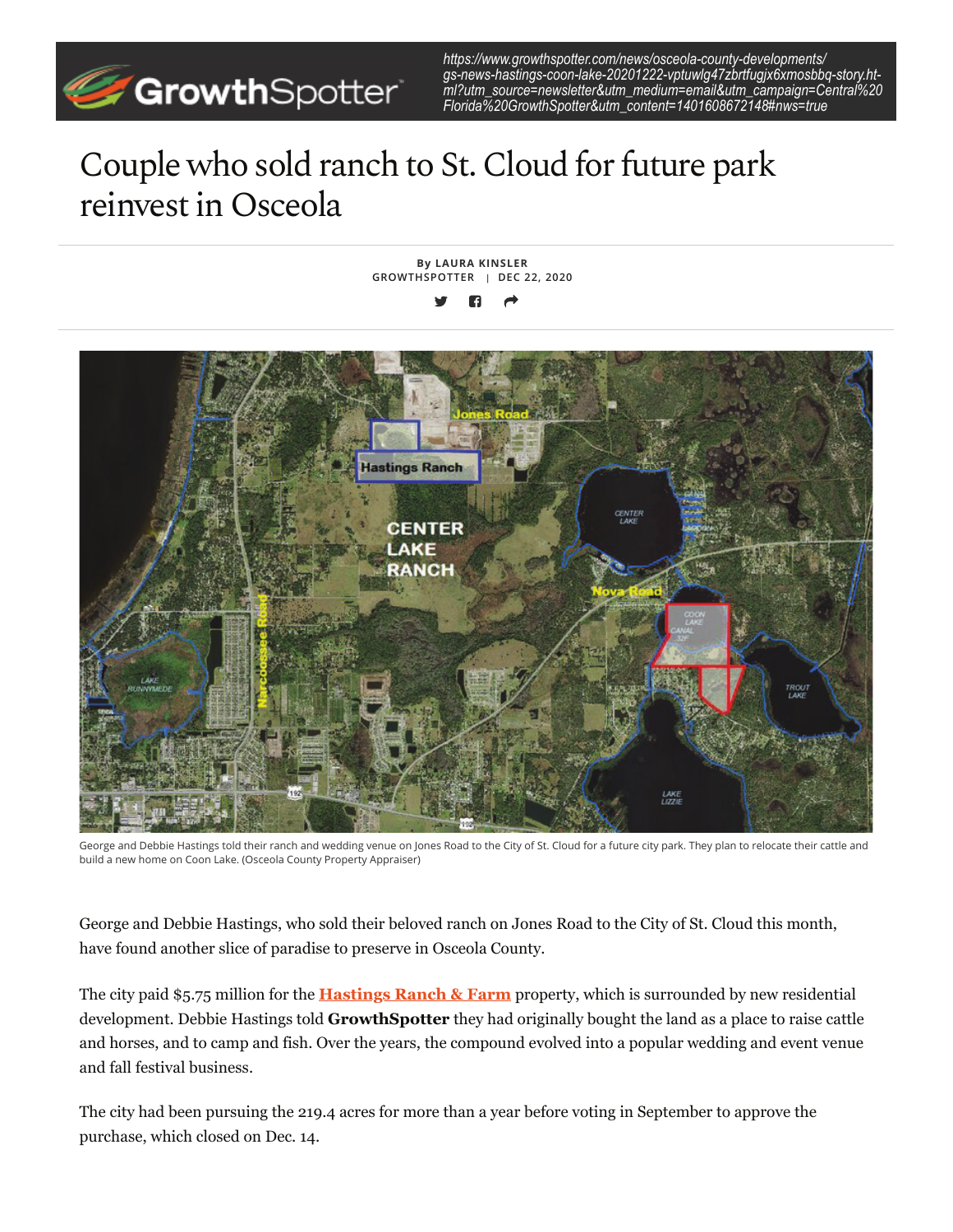https://www.growthspotter.com/news/osceola-county-developments/gs-news-hastings-coon-lake-20201222-vptuwlg47zbrtfugjx6xmosbbq-story.html?utm_source=newsletter&utm_medium=email&utm_campaign=Central%20Florida%20GrowthSpotter&utm_content=1401608672148#nws=true

# Couple who sold ranch to St. Cloud for future park reinvest in Osceola

By **LAURA KINSLER**
GROWTHSPOTTER | DEC 22, 2020

George and Debbie Hastings told their ranch and wedding venue on Jones Road to the City of St. Cloud for a future city park. They plan to relocate their cattle and build a new home on Coon Lake. (Osceola County Property Appraiser)

George and Debbie Hastings, who sold their beloved ranch on Jones Road to the City of St. Cloud this month, have found another slice of paradise to preserve in Osceola County.

The city paid $5.75 million for the **Hastings Ranch & Farm** property, which is surrounded by new residential development. Debbie Hastings told **GrowthSpotter** they had originally bought the land as a place to raise cattle and horses, and to camp and fish. Over the years, the compound evolved into a popular wedding and event venue and fall festival business.

The city had been pursuing the 219.4 acres for more than a year before voting in September to approve the purchase, which closed on Dec. 14.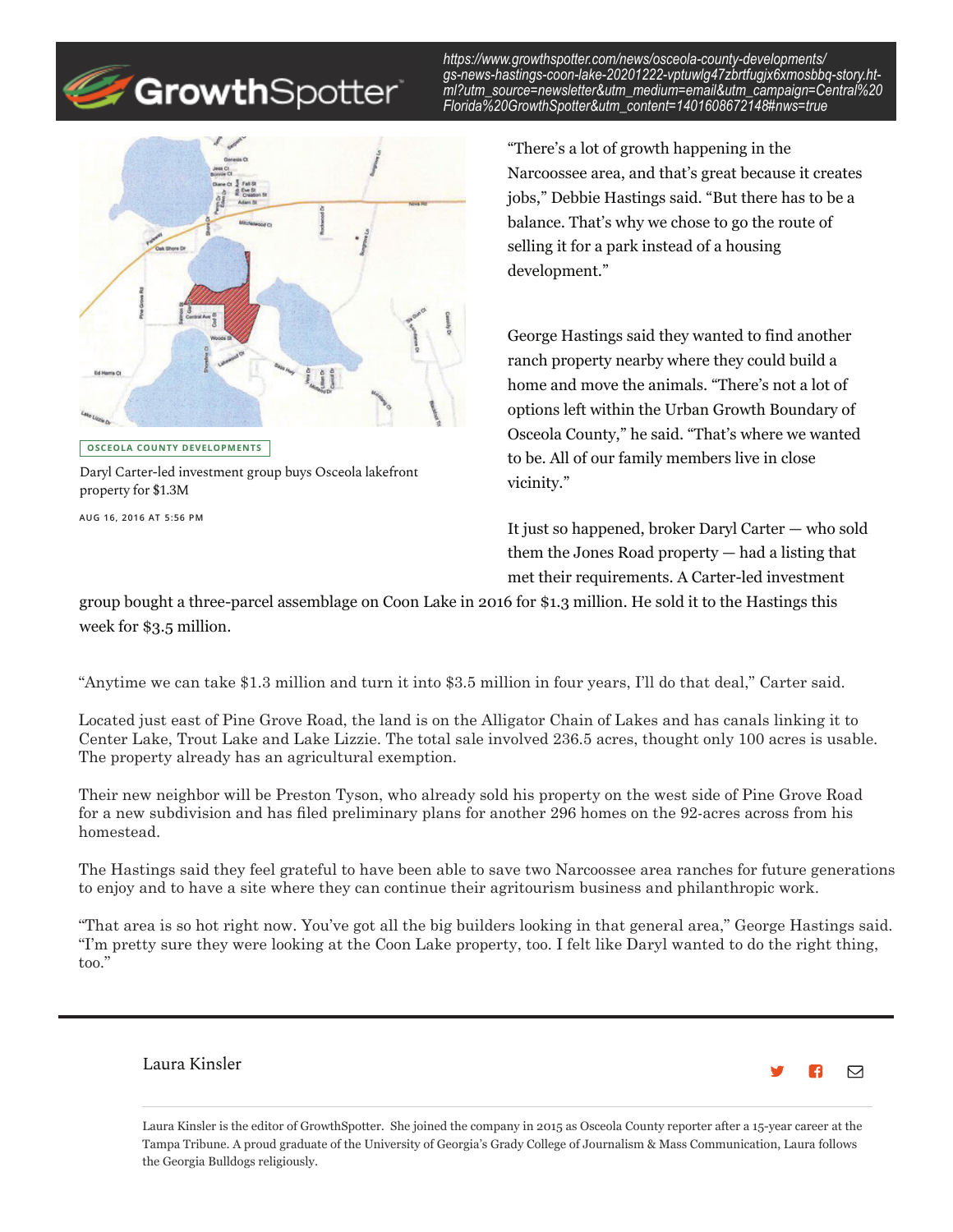OSCEOLA COUNTY DEVELOPMENTS

Daryl Carter-led investment group buys Osceola lakefront property for $1.3M

AUG 16, 2016 AT 5:56 PM

"There's a lot of growth happening in the Narcoossee area, and that's great because it creates jobs," Debbie Hastings said. "But there has to be a balance. That's why we chose to go the route of selling it for a park instead of a housing development."

George Hastings said they wanted to find another ranch property nearby where they could build a home and move the animals. "There's not a lot of options left within the Urban Growth Boundary of Osceola County," he said. "That's where we wanted to be. All of our family members live in close vicinity."

It just so happened, broker Daryl Carter — who sold them the Jones Road property — had a listing that met their requirements. A Carter-led investment group bought a three-parcel assemblage on Coon Lake in 2016 for $1.3 million. He sold it to the Hastings this week for $3.5 million.

"Anytime we can take $1.3 million and turn it into $3.5 million in four years, I'll do that deal," Carter said.

Located just east of Pine Grove Road, the land is on the Alligator Chain of Lakes and has canals linking it to Center Lake, Trout Lake and Lake Lizzie. The total sale involved 236.5 acres, thought only 100 acres is usable. The property already has an agricultural exemption.

Their new neighbor will be Preston Tyson, who already sold his property on the west side of Pine Grove Road for a new subdivision and has filed preliminary plans for another 296 homes on the 92-acres across from his homestead.

The Hastings said they feel grateful to have been able to save two Narcoossee area ranches for future generations to enjoy and to have a site where they can continue their agritourism business and philanthropic work.

"That area is so hot right now. You've got all the big builders looking in that general area," George Hastings said. "I'm pretty sure they were looking at the Coon Lake property, too. I felt like Daryl wanted to do the right thing, too."

Laura Kinsler

Laura Kinsler is the editor of GrowthSpotter. She joined the company in 2015 as Osceola County reporter after a 15-year career at the Tampa Tribune. A proud graduate of the University of Georgia's Grady College of Journalism & Mass Communication, Laura follows the Georgia Bulldogs religiously.